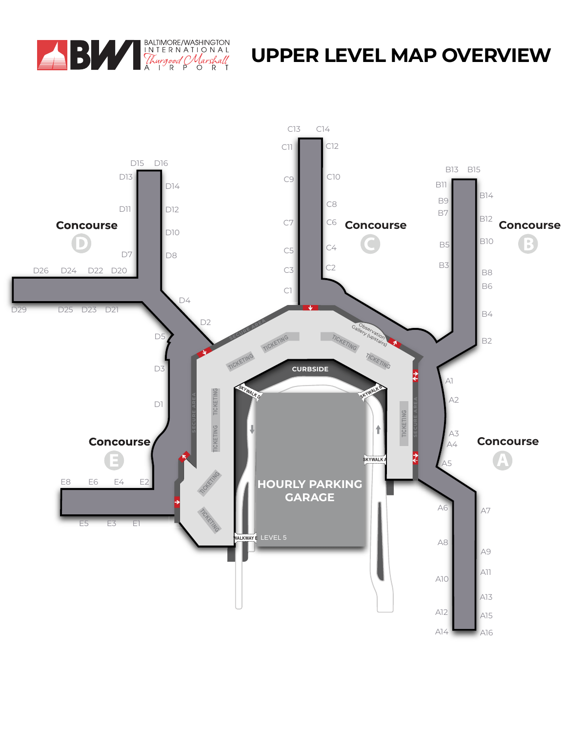BWI BALTIMORE/WASHINGTON INTERNATIONAL Thurgood Marshall AIRPORT

# UPPER LEVEL MAP OVERVIEW

Concourse D

D15 D16 D13 D14 D11 D12 D10 D7 D8 D26 D24 D22 D20 D29 D25 D23 D21 D4 D2 D5 D3 D1

Concourse C

C13 C14 C11 C12 C9 C10 C8 C7 C6 C5 C4 C3 C2 C1

Concourse B

B13 B15 B11 B14 B9 B7 B12 B10 B5 B3 B8 B6 B4 B2

Concourse A

A1 A2 A3 A4 A5 A6 A7 A8 A9 A10 A11 A12 A13 A15 A14 A16

Concourse E

E8 E6 E4 E2 E5 E3 E1

SECURE AREA

TICKETING

Observation Gallery (upstairs)

CURBSIDE

SKYWALK D

SKYWALK B

SKYWALK A

WALKWAY E

HOURLY PARKING GARAGE

LEVEL 5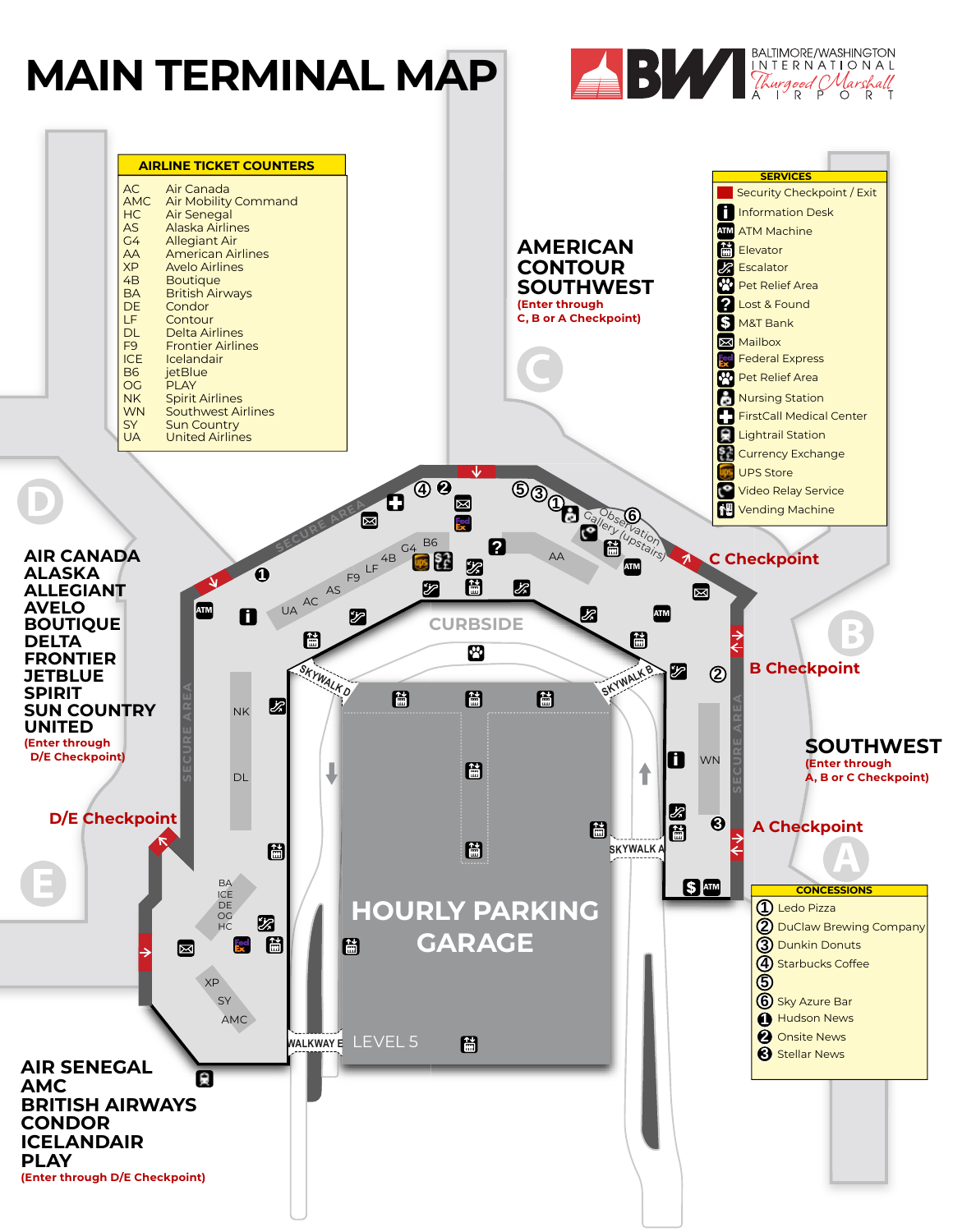# MAIN TERMINAL MAP

BWI — BALTIMORE/WASHINGTON INTERNATIONAL Thurgood Marshall AIRPORT

## AIRLINE TICKET COUNTERS

| Code | Airline |
|---|---|
| AC | Air Canada |
| AMC | Air Mobility Command |
| HC | Air Senegal |
| AS | Alaska Airlines |
| G4 | Allegiant Air |
| AA | American Airlines |
| XP | Avelo Airlines |
| 4B | Boutique |
| BA | British Airways |
| DE | Condor |
| LF | Contour |
| DL | Delta Airlines |
| F9 | Frontier Airlines |
| ICE | Icelandair |
| B6 | jetBlue |
| OG | PLAY |
| NK | Spirit Airlines |
| WN | Southwest Airlines |
| SY | Sun Country |
| UA | United Airlines |

## SERVICES

- Security Checkpoint / Exit
- Information Desk
- ATM Machine
- Elevator
- Escalator
- Pet Relief Area
- Lost & Found
- M&T Bank
- Mailbox
- Federal Express
- Pet Relief Area
- Nursing Station
- FirstCall Medical Center
- Lightrail Station
- Currency Exchange
- UPS Store
- Video Relay Service
- Vending Machine

## CONCESSIONS

1. Ledo Pizza
2. DuClaw Brewing Company
3. Dunkin Donuts
4. Starbucks Coffee
5. 
6. Sky Azure Bar

- ❶ Hudson News
- ❷ Onsite News
- ❸ Stellar News

**AMERICAN**
**CONTOUR**
**SOUTHWEST**
(Enter through C, B or A Checkpoint)

**AIR CANADA**
**ALASKA**
**ALLEGIANT**
**AVELO**
**BOUTIQUE**
**DELTA**
**FRONTIER**
**JETBLUE**
**SPIRIT**
**SUN COUNTRY**
**UNITED**
(Enter through D/E Checkpoint)

**SOUTHWEST**
(Enter through A, B or C Checkpoint)

**AIR SENEGAL**
**AMC**
**BRITISH AIRWAYS**
**CONDOR**
**ICELANDAIR**
**PLAY**
(Enter through D/E Checkpoint)

C Checkpoint

B Checkpoint

A Checkpoint

D/E Checkpoint

Observation Gallery (upstairs)

SECURE AREA

CURBSIDE

SKYWALK A

SKYWALK B

SKYWALK D

WALKWAY E

HOURLY PARKING GARAGE

LEVEL 5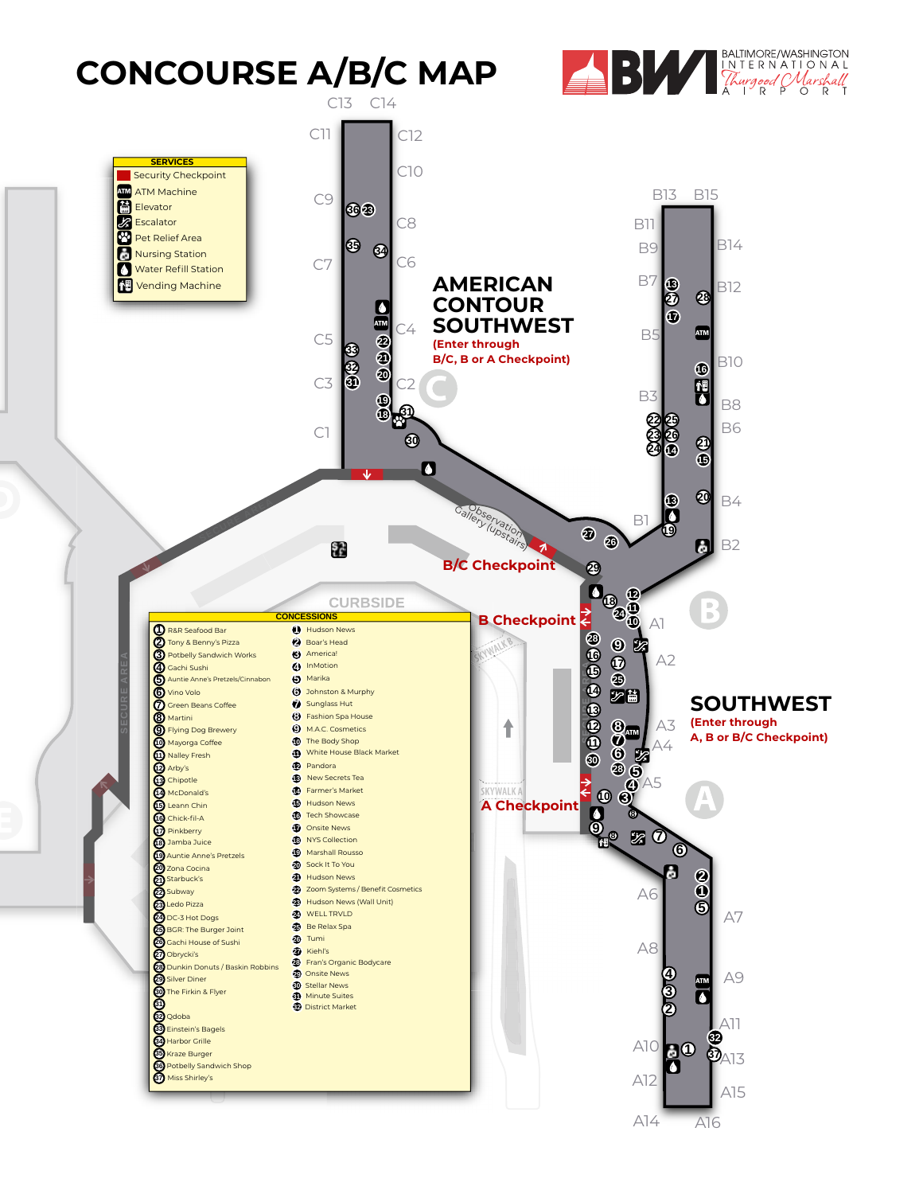# CONCOURSE A/B/C MAP

BWI BALTIMORE/WASHINGTON INTERNATIONAL Thurgood Marshall AIRPORT

| SERVICES |
|---|
| Security Checkpoint |
| ATM Machine |
| Elevator |
| Escalator |
| Pet Relief Area |
| Nursing Station |
| Water Refill Station |
| Vending Machine |

## AMERICAN CONTOUR SOUTHWEST
**(Enter through B/C, B or A Checkpoint)**

## SOUTHWEST
**(Enter through A, B or B/C Checkpoint)**

**B/C Checkpoint**

**B Checkpoint**

**A Checkpoint**

C1, C2, C3, C4, C5, C6, C7, C8, C9, C10, C11, C12, C13, C14

B1, B2, B3, B4, B5, B6, B7, B8, B9, B10, B11, B12, B13, B14, B15

A1, A2, A3, A4, A5, A6, A7, A8, A9, A10, A11, A12, A13, A14, A15, A16

Observation Gallery (upstairs)

CURBSIDE

SKYWALK A

SKYWALK B

SECURE AREA

| CONCESSIONS | | | |
|---|---|---|---|
| 1 | R&R Seafood Bar | 1 | Hudson News |
| 2 | Tony & Benny's Pizza | 2 | Boar's Head |
| 3 | Potbelly Sandwich Works | 3 | America! |
| 4 | Gachi Sushi | 4 | InMotion |
| 5 | Auntie Anne's Pretzels/Cinnabon | 5 | Marika |
| 6 | Vino Volo | 6 | Johnston & Murphy |
| 7 | Green Beans Coffee | 7 | Sunglass Hut |
| 8 | Martini | 8 | Fashion Spa House |
| 9 | Flying Dog Brewery | 9 | M.A.C. Cosmetics |
| 10 | Mayorga Coffee | 10 | The Body Shop |
| 11 | Nalley Fresh | 11 | White House Black Market |
| 12 | Arby's | 12 | Pandora |
| 13 | Chipotle | 13 | New Secrets Tea |
| 14 | McDonald's | 14 | Farmer's Market |
| 15 | Leann Chin | 15 | Hudson News |
| 16 | Chick-fil-A | 16 | Tech Showcase |
| 17 | Pinkberry | 17 | Onsite News |
| 18 | Jamba Juice | 18 | NYS Collection |
| 19 | Auntie Anne's Pretzels | 19 | Marshall Rousso |
| 20 | Zona Cocina | 20 | Sock It To You |
| 21 | Starbuck's | 21 | Hudson News |
| 22 | Subway | 22 | Zoom Systems / Benefit Cosmetics |
| 23 | Ledo Pizza | 23 | Hudson News (Wall Unit) |
| 24 | DC-3 Hot Dogs | 24 | WELL TRVLD |
| 25 | BGR: The Burger Joint | 25 | Be Relax Spa |
| 26 | Gachi House of Sushi | 26 | Tumi |
| 27 | Obrycki's | 27 | Kiehl's |
| 28 | Dunkin Donuts / Baskin Robbins | 28 | Fran's Organic Bodycare |
| 29 | Silver Diner | 29 | Onsite News |
| 30 | The Firkin & Flyer | 30 | Stellar News |
| 31 | | 31 | Minute Suites |
| 32 | Qdoba | 32 | District Market |
| 33 | Einstein's Bagels | | |
| 34 | Harbor Grille | | |
| 35 | Kraze Burger | | |
| 36 | Potbelly Sandwich Shop | | |
| 37 | Miss Shirley's | | |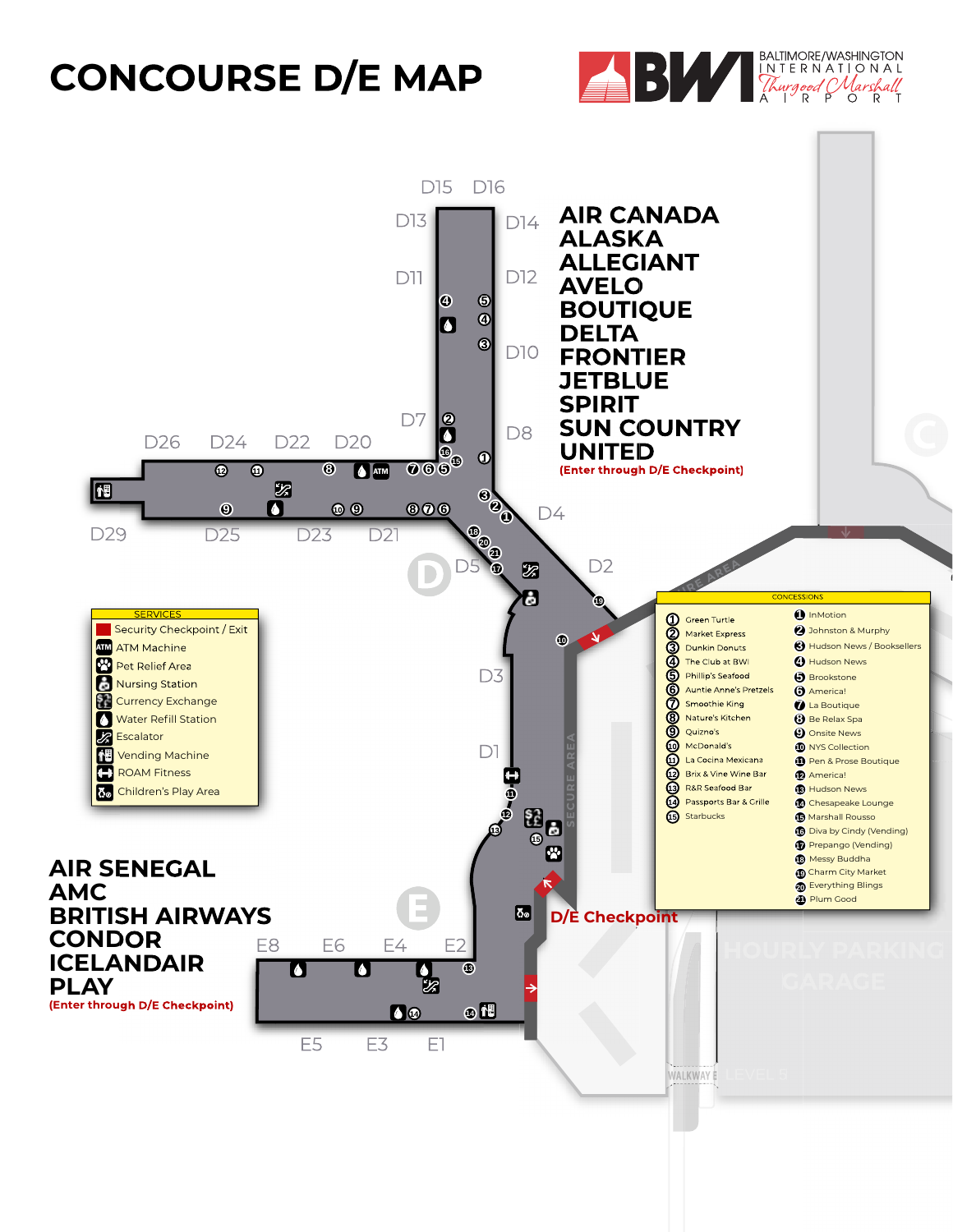# CONCOURSE D/E MAP

BALTIMORE/WASHINGTON INTERNATIONAL Thurgood Marshall AIRPORT

D15 D16
D13 D14
D11 D12
D10
D7 D8
D26 D24 D22 D20
D29 D25 D23 D21
D4
D5 D2
D3
D1
E8 E6 E4 E2
E5 E3 E1

**AIR CANADA**
**ALASKA**
**ALLEGIANT**
**AVELO**
**BOUTIQUE**
**DELTA**
**FRONTIER**
**JETBLUE**
**SPIRIT**
**SUN COUNTRY**
**UNITED**
(Enter through D/E Checkpoint)

**AIR SENEGAL**
**AMC**
**BRITISH AIRWAYS**
**CONDOR**
**ICELANDAIR**
**PLAY**
(Enter through D/E Checkpoint)

D/E Checkpoint

SECURE AREA

HOURLY PARKING GARAGE

WALKWAY LEVEL

## SERVICES

- Security Checkpoint / Exit
- ATM Machine
- Pet Relief Area
- Nursing Station
- Currency Exchange
- Water Refill Station
- Escalator
- Vending Machine
- ROAM Fitness
- Children's Play Area

## CONCESSIONS

| | |
|---|---|
| 1 Green Turtle | 1 InMotion |
| 2 Market Express | 2 Johnston & Murphy |
| 3 Dunkin Donuts | 3 Hudson News / Booksellers |
| 4 The Club at BWI | 4 Hudson News |
| 5 Phillip's Seafood | 5 Brookstone |
| 6 Auntie Anne's Pretzels | 6 America! |
| 7 Smoothie King | 7 La Boutique |
| 8 Nature's Kitchen | 8 Be Relax Spa |
| 9 Quizno's | 9 Onsite News |
| 10 McDonald's | 10 NYS Collection |
| 11 La Cocina Mexicana | 11 Pen & Prose Boutique |
| 12 Brix & Vine Wine Bar | 12 America! |
| 13 R&R Seafood Bar | 13 Hudson News |
| 14 Passports Bar & Grille | 14 Chesapeake Lounge |
| 15 Starbucks | 15 Marshall Rousso |
| | 16 Diva by Cindy (Vending) |
| | 17 Prepango (Vending) |
| | 18 Messy Buddha |
| | 19 Charm City Market |
| | 20 Everything Blings |
| | 21 Plum Good |